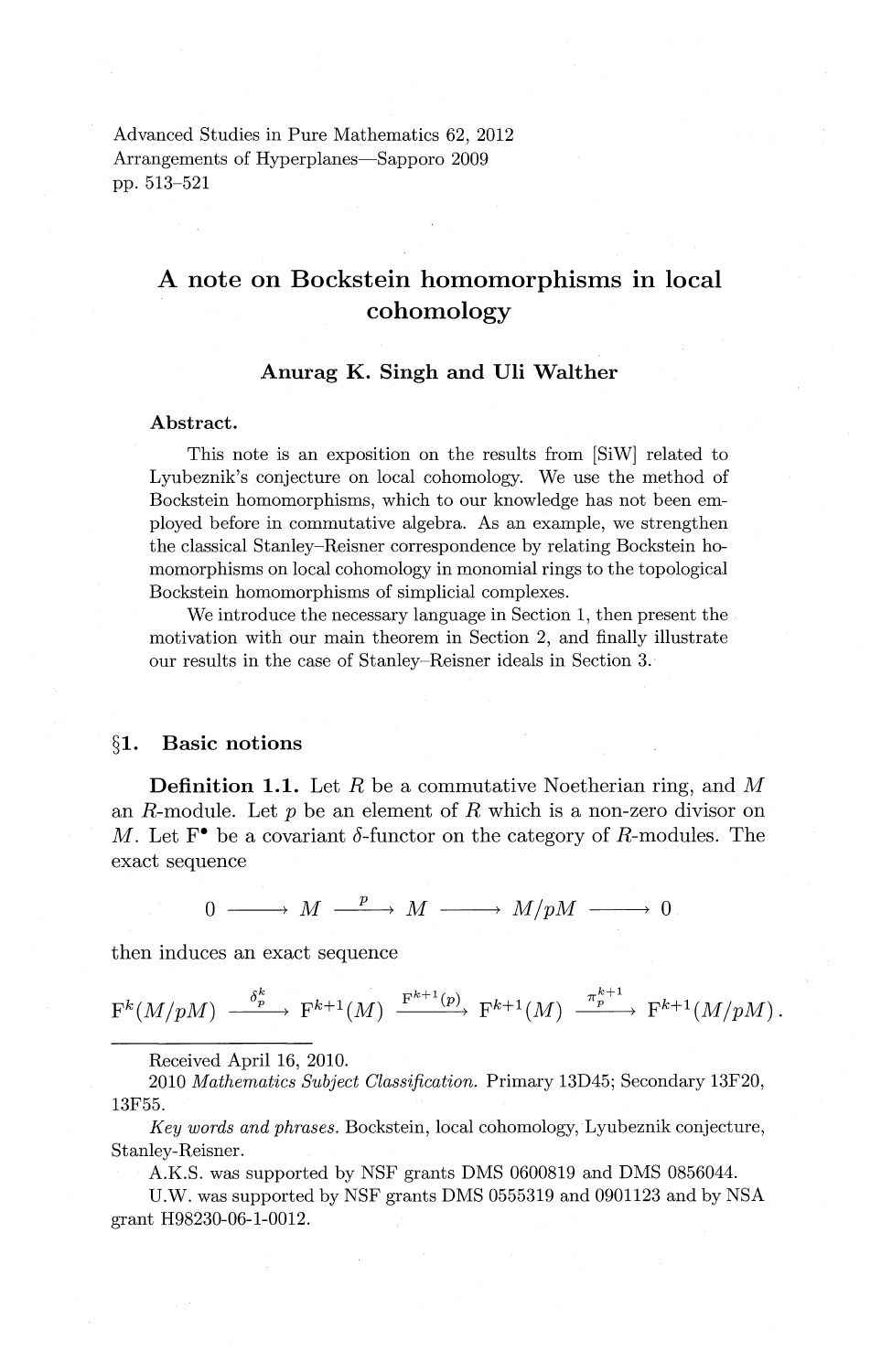Advanced Studies in Pure Mathematics 62, 2012
Arrangements of Hyperplanes—Sapporo 2009
pp. 513–521

# A note on Bockstein homomorphisms in local cohomology

**Anurag K. Singh and Uli Walther**

**Abstract.**

This note is an exposition on the results from [SiW] related to Lyubeznik's conjecture on local cohomology. We use the method of Bockstein homomorphisms, which to our knowledge has not been employed before in commutative algebra. As an example, we strengthen the classical Stanley–Reisner correspondence by relating Bockstein homomorphisms on local cohomology in monomial rings to the topological Bockstein homomorphisms of simplicial complexes.

We introduce the necessary language in Section 1, then present the motivation with our main theorem in Section 2, and finally illustrate our results in the case of Stanley–Reisner ideals in Section 3.

## §1. Basic notions

**Definition 1.1.** Let $R$ be a commutative Noetherian ring, and $M$ an $R$-module. Let $p$ be an element of $R$ which is a non-zero divisor on $M$. Let $\mathrm{F}^\bullet$ be a covariant $\delta$-functor on the category of $R$-modules. The exact sequence

$$0 \longrightarrow M \xrightarrow{\ p\ } M \longrightarrow M/pM \longrightarrow 0$$

then induces an exact sequence

$$\mathrm{F}^k(M/pM) \xrightarrow{\ \delta_p^k\ } \mathrm{F}^{k+1}(M) \xrightarrow{\ \mathrm{F}^{k+1}(p)\ } \mathrm{F}^{k+1}(M) \xrightarrow{\ \pi_p^{k+1}\ } \mathrm{F}^{k+1}(M/pM)\,.$$

---

Received April 16, 2010.

2010 *Mathematics Subject Classification.* Primary 13D45; Secondary 13F20, 13F55.

*Key words and phrases.* Bockstein, local cohomology, Lyubeznik conjecture, Stanley-Reisner.

A.K.S. was supported by NSF grants DMS 0600819 and DMS 0856044.

U.W. was supported by NSF grants DMS 0555319 and 0901123 and by NSA grant H98230-06-1-0012.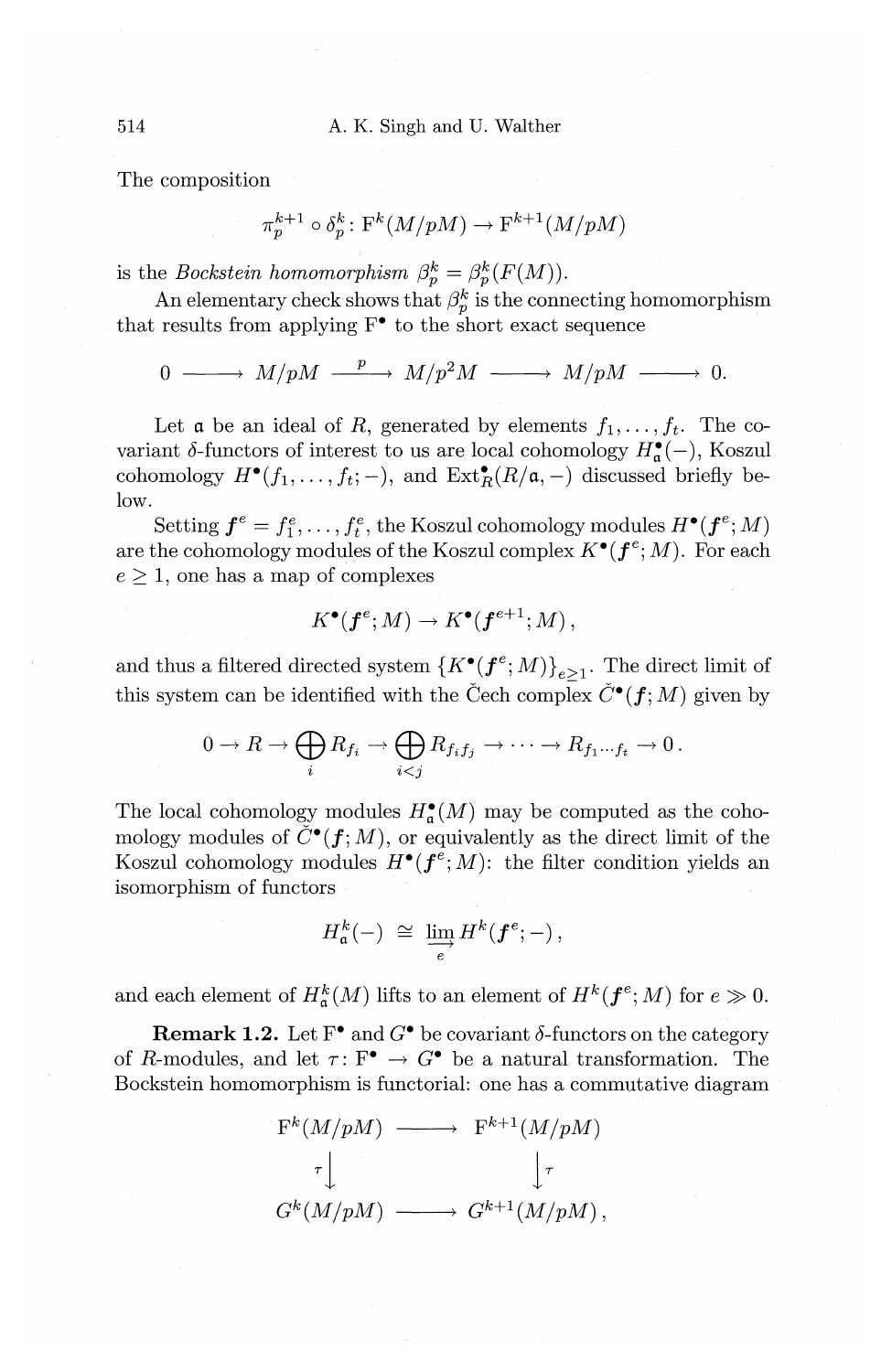The composition

$$\pi_p^{k+1} \circ \delta_p^k \colon \mathrm{F}^k(M/pM) \to \mathrm{F}^{k+1}(M/pM)$$

is the *Bockstein homomorphism* $\beta_p^k = \beta_p^k(F(M))$.

An elementary check shows that $\beta_p^k$ is the connecting homomorphism that results from applying $\mathrm{F}^\bullet$ to the short exact sequence

$$0 \longrightarrow M/pM \xrightarrow{\;p\;} M/p^2M \longrightarrow M/pM \longrightarrow 0.$$

Let $\mathfrak{a}$ be an ideal of $R$, generated by elements $f_1, \ldots, f_t$. The covariant $\delta$-functors of interest to us are local cohomology $H^\bullet_{\mathfrak{a}}(-)$, Koszul cohomology $H^\bullet(f_1, \ldots, f_t; -)$, and $\mathrm{Ext}^\bullet_R(R/\mathfrak{a}, -)$ discussed briefly below.

Setting $\boldsymbol{f}^e = f_1^e, \ldots, f_t^e$, the Koszul cohomology modules $H^\bullet(\boldsymbol{f}^e; M)$ are the cohomology modules of the Koszul complex $K^\bullet(\boldsymbol{f}^e; M)$. For each $e \geq 1$, one has a map of complexes

$$K^\bullet(\boldsymbol{f}^e; M) \to K^\bullet(\boldsymbol{f}^{e+1}; M),$$

and thus a filtered directed system $\{K^\bullet(\boldsymbol{f}^e; M)\}_{e \geq 1}$. The direct limit of this system can be identified with the Čech complex $\check{C}^\bullet(\boldsymbol{f}; M)$ given by

$$0 \to R \to \bigoplus_i R_{f_i} \to \bigoplus_{i<j} R_{f_i f_j} \to \cdots \to R_{f_1 \cdots f_t} \to 0.$$

The local cohomology modules $H^\bullet_{\mathfrak{a}}(M)$ may be computed as the cohomology modules of $\check{C}^\bullet(\boldsymbol{f}; M)$, or equivalently as the direct limit of the Koszul cohomology modules $H^\bullet(\boldsymbol{f}^e; M)$: the filter condition yields an isomorphism of functors

$$H^k_{\mathfrak{a}}(-) \;\cong\; \varinjlim_e H^k(\boldsymbol{f}^e; -),$$

and each element of $H^k_{\mathfrak{a}}(M)$ lifts to an element of $H^k(\boldsymbol{f}^e; M)$ for $e \gg 0$.

**Remark 1.2.** Let $\mathrm{F}^\bullet$ and $G^\bullet$ be covariant $\delta$-functors on the category of $R$-modules, and let $\tau \colon \mathrm{F}^\bullet \to G^\bullet$ be a natural transformation. The Bockstein homomorphism is functorial: one has a commutative diagram

$$\begin{array}{ccc}
\mathrm{F}^k(M/pM) & \longrightarrow & \mathrm{F}^{k+1}(M/pM) \\
\tau \big\downarrow & & \big\downarrow \tau \\
G^k(M/pM) & \longrightarrow & G^{k+1}(M/pM),
\end{array}$$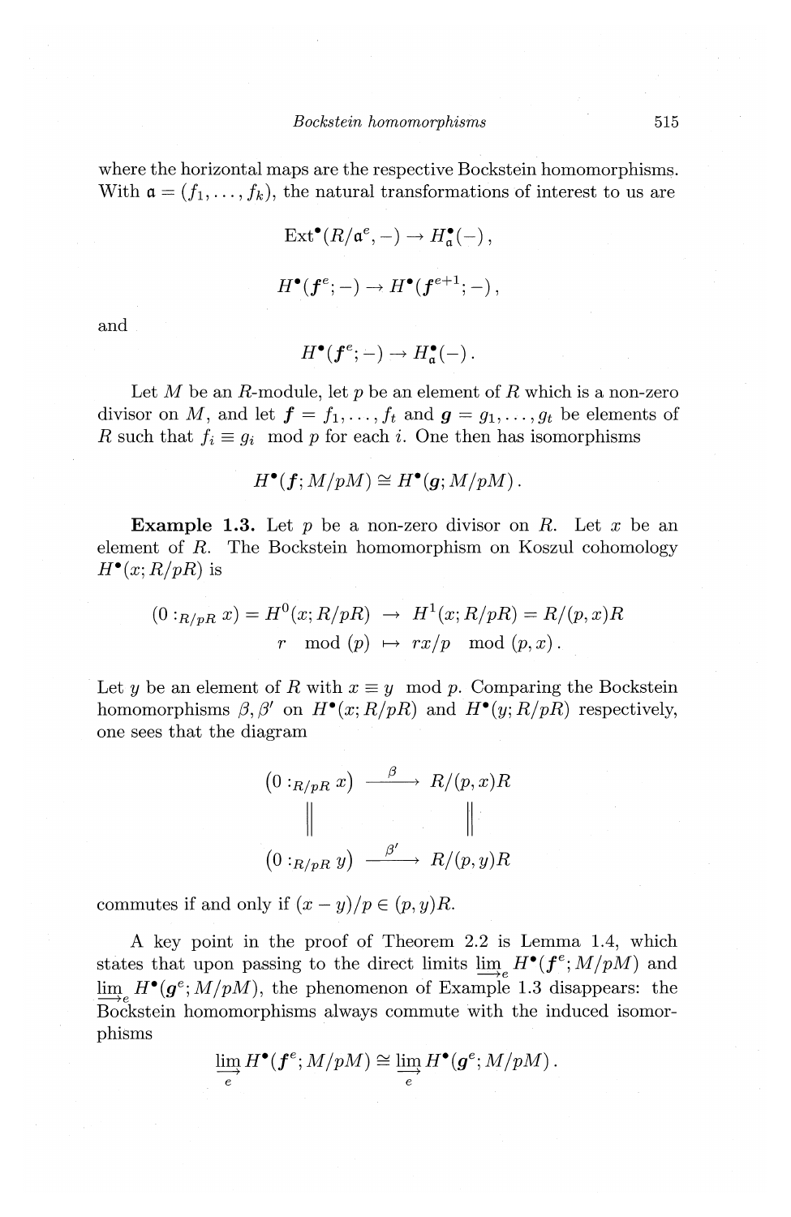where the horizontal maps are the respective Bockstein homomorphisms. With $\mathfrak{a} = (f_1, \dots, f_k)$, the natural transformations of interest to us are

$$\operatorname{Ext}^\bullet(R/\mathfrak{a}^e, -) \to H^\bullet_{\mathfrak{a}}(-)\,,$$

$$H^\bullet(\boldsymbol{f}^e; -) \to H^\bullet(\boldsymbol{f}^{e+1}; -)\,,$$

and

$$H^\bullet(\boldsymbol{f}^e; -) \to H^\bullet_{\mathfrak{a}}(-)\,.$$

Let $M$ be an $R$-module, let $p$ be an element of $R$ which is a non-zero divisor on $M$, and let $\boldsymbol{f} = f_1, \dots, f_t$ and $\boldsymbol{g} = g_1, \dots, g_t$ be elements of $R$ such that $f_i \equiv g_i \mod p$ for each $i$. One then has isomorphisms

$$H^\bullet(\boldsymbol{f}; M/pM) \cong H^\bullet(\boldsymbol{g}; M/pM)\,.$$

**Example 1.3.** Let $p$ be a non-zero divisor on $R$. Let $x$ be an element of $R$. The Bockstein homomorphism on Koszul cohomology $H^\bullet(x; R/pR)$ is

$$\begin{array}{rcl} (0 :_{R/pR} x) = H^0(x; R/pR) & \to & H^1(x; R/pR) = R/(p,x)R \\ r \mod (p) & \mapsto & rx/p \mod (p,x)\,. \end{array}$$

Let $y$ be an element of $R$ with $x \equiv y \mod p$. Comparing the Bockstein homomorphisms $\beta, \beta'$ on $H^\bullet(x; R/pR)$ and $H^\bullet(y; R/pR)$ respectively, one sees that the diagram

$$\begin{array}{ccc} (0 :_{R/pR} x) & \xrightarrow{\ \beta\ } & R/(p,x)R \\ \| & & \| \\ (0 :_{R/pR} y) & \xrightarrow{\ \beta'\ } & R/(p,y)R \end{array}$$

commutes if and only if $(x-y)/p \in (p,y)R$.

A key point in the proof of Theorem 2.2 is Lemma 1.4, which states that upon passing to the direct limits $\varinjlim_e H^\bullet(\boldsymbol{f}^e; M/pM)$ and $\varinjlim_e H^\bullet(\boldsymbol{g}^e; M/pM)$, the phenomenon of Example 1.3 disappears: the Bockstein homomorphisms always commute with the induced isomorphisms

$$\varinjlim_e H^\bullet(\boldsymbol{f}^e; M/pM) \cong \varinjlim_e H^\bullet(\boldsymbol{g}^e; M/pM)\,.$$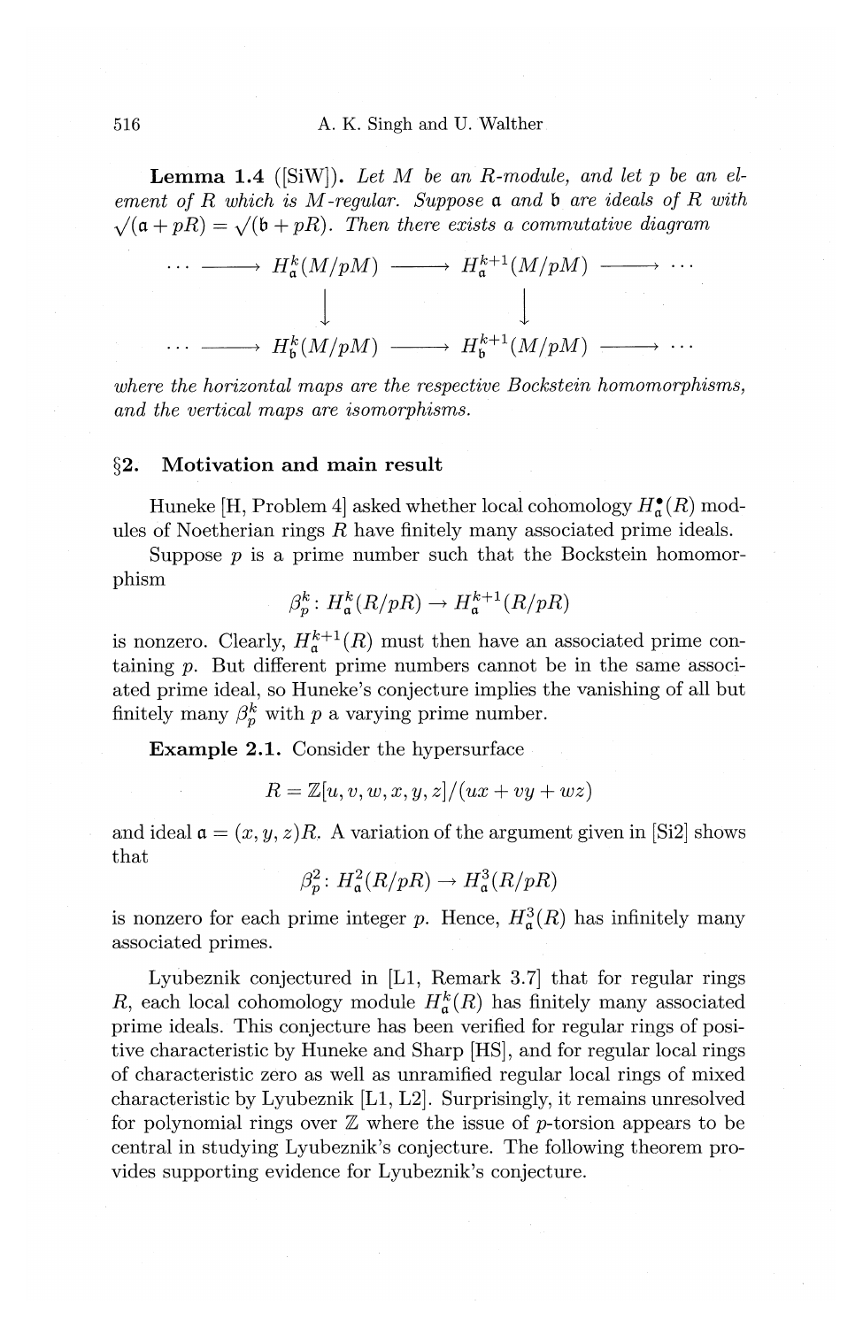**Lemma 1.4** ([SiW]). *Let $M$ be an $R$-module, and let $p$ be an element of $R$ which is $M$-regular. Suppose $\mathfrak{a}$ and $\mathfrak{b}$ are ideals of $R$ with $\sqrt{(\mathfrak{a} + pR)} = \sqrt{(\mathfrak{b} + pR)}$. Then there exists a commutative diagram*

$$\begin{array}{ccccccc}
\cdots & \longrightarrow & H^k_{\mathfrak{a}}(M/pM) & \longrightarrow & H^{k+1}_{\mathfrak{a}}(M/pM) & \longrightarrow & \cdots \\
 & & \downarrow & & \downarrow & & \\
\cdots & \longrightarrow & H^k_{\mathfrak{b}}(M/pM) & \longrightarrow & H^{k+1}_{\mathfrak{b}}(M/pM) & \longrightarrow & \cdots
\end{array}$$

*where the horizontal maps are the respective Bockstein homomorphisms, and the vertical maps are isomorphisms.*

## §2. Motivation and main result

Huneke [H, Problem 4] asked whether local cohomology $H^\bullet_{\mathfrak{a}}(R)$ modules of Noetherian rings $R$ have finitely many associated prime ideals.

Suppose $p$ is a prime number such that the Bockstein homomorphism

$$\beta^k_p \colon H^k_{\mathfrak{a}}(R/pR) \to H^{k+1}_{\mathfrak{a}}(R/pR)$$

is nonzero. Clearly, $H^{k+1}_{\mathfrak{a}}(R)$ must then have an associated prime containing $p$. But different prime numbers cannot be in the same associated prime ideal, so Huneke's conjecture implies the vanishing of all but finitely many $\beta^k_p$ with $p$ a varying prime number.

**Example 2.1.** Consider the hypersurface

$$R = \mathbb{Z}[u, v, w, x, y, z]/(ux + vy + wz)$$

and ideal $\mathfrak{a} = (x, y, z)R$. A variation of the argument given in [Si2] shows that

$$\beta^2_p \colon H^2_{\mathfrak{a}}(R/pR) \to H^3_{\mathfrak{a}}(R/pR)$$

is nonzero for each prime integer $p$. Hence, $H^3_{\mathfrak{a}}(R)$ has infinitely many associated primes.

Lyubeznik conjectured in [L1, Remark 3.7] that for regular rings $R$, each local cohomology module $H^k_{\mathfrak{a}}(R)$ has finitely many associated prime ideals. This conjecture has been verified for regular rings of positive characteristic by Huneke and Sharp [HS], and for regular local rings of characteristic zero as well as unramified regular local rings of mixed characteristic by Lyubeznik [L1, L2]. Surprisingly, it remains unresolved for polynomial rings over $\mathbb{Z}$ where the issue of $p$-torsion appears to be central in studying Lyubeznik's conjecture. The following theorem provides supporting evidence for Lyubeznik's conjecture.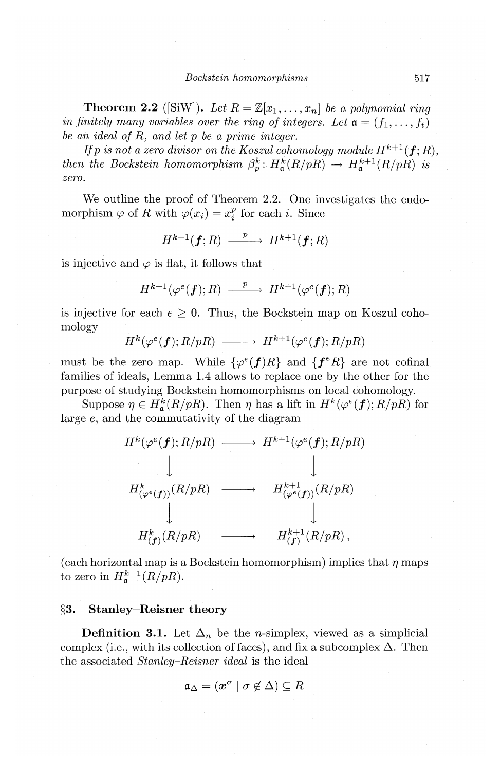**Theorem 2.2** ([SiW]). *Let $R = \mathbb{Z}[x_1, \ldots, x_n]$ be a polynomial ring in finitely many variables over the ring of integers. Let $\mathfrak{a} = (f_1, \ldots, f_t)$ be an ideal of $R$, and let $p$ be a prime integer.*

*If $p$ is not a zero divisor on the Koszul cohomology module $H^{k+1}(\boldsymbol{f}; R)$, then the Bockstein homomorphism $\beta_p^k \colon H^k_{\mathfrak{a}}(R/pR) \to H^{k+1}_{\mathfrak{a}}(R/pR)$ is zero.*

We outline the proof of Theorem 2.2. One investigates the endomorphism $\varphi$ of $R$ with $\varphi(x_i) = x_i^p$ for each $i$. Since

$$H^{k+1}(\boldsymbol{f}; R) \xrightarrow{\ p\ } H^{k+1}(\boldsymbol{f}; R)$$

is injective and $\varphi$ is flat, it follows that

$$H^{k+1}(\varphi^e(\boldsymbol{f}); R) \xrightarrow{\ p\ } H^{k+1}(\varphi^e(\boldsymbol{f}); R)$$

is injective for each $e \geq 0$. Thus, the Bockstein map on Koszul cohomology

$$H^k(\varphi^e(\boldsymbol{f}); R/pR) \longrightarrow H^{k+1}(\varphi^e(\boldsymbol{f}); R/pR)$$

must be the zero map. While $\{\varphi^e(\boldsymbol{f})R\}$ and $\{\boldsymbol{f}^e R\}$ are not cofinal families of ideals, Lemma 1.4 allows to replace one by the other for the purpose of studying Bockstein homomorphisms on local cohomology.

Suppose $\eta \in H^k_{\mathfrak{a}}(R/pR)$. Then $\eta$ has a lift in $H^k(\varphi^e(\boldsymbol{f}); R/pR)$ for large $e$, and the commutativity of the diagram

$$\begin{array}{ccc}
H^k(\varphi^e(\boldsymbol{f}); R/pR) & \longrightarrow & H^{k+1}(\varphi^e(\boldsymbol{f}); R/pR) \\
\downarrow & & \downarrow \\
H^k_{(\varphi^e(\boldsymbol{f}))}(R/pR) & \longrightarrow & H^{k+1}_{(\varphi^e(\boldsymbol{f}))}(R/pR) \\
\downarrow & & \downarrow \\
H^k_{(\boldsymbol{f})}(R/pR) & \longrightarrow & H^{k+1}_{(\boldsymbol{f})}(R/pR),
\end{array}$$

(each horizontal map is a Bockstein homomorphism) implies that $\eta$ maps to zero in $H^{k+1}_{\mathfrak{a}}(R/pR)$.

## §3. Stanley–Reisner theory

**Definition 3.1.** Let $\Delta_n$ be the $n$-simplex, viewed as a simplicial complex (i.e., with its collection of faces), and fix a subcomplex $\Delta$. Then the associated *Stanley–Reisner ideal* is the ideal

$$\mathfrak{a}_\Delta = (\boldsymbol{x}^\sigma \mid \sigma \notin \Delta) \subseteq R$$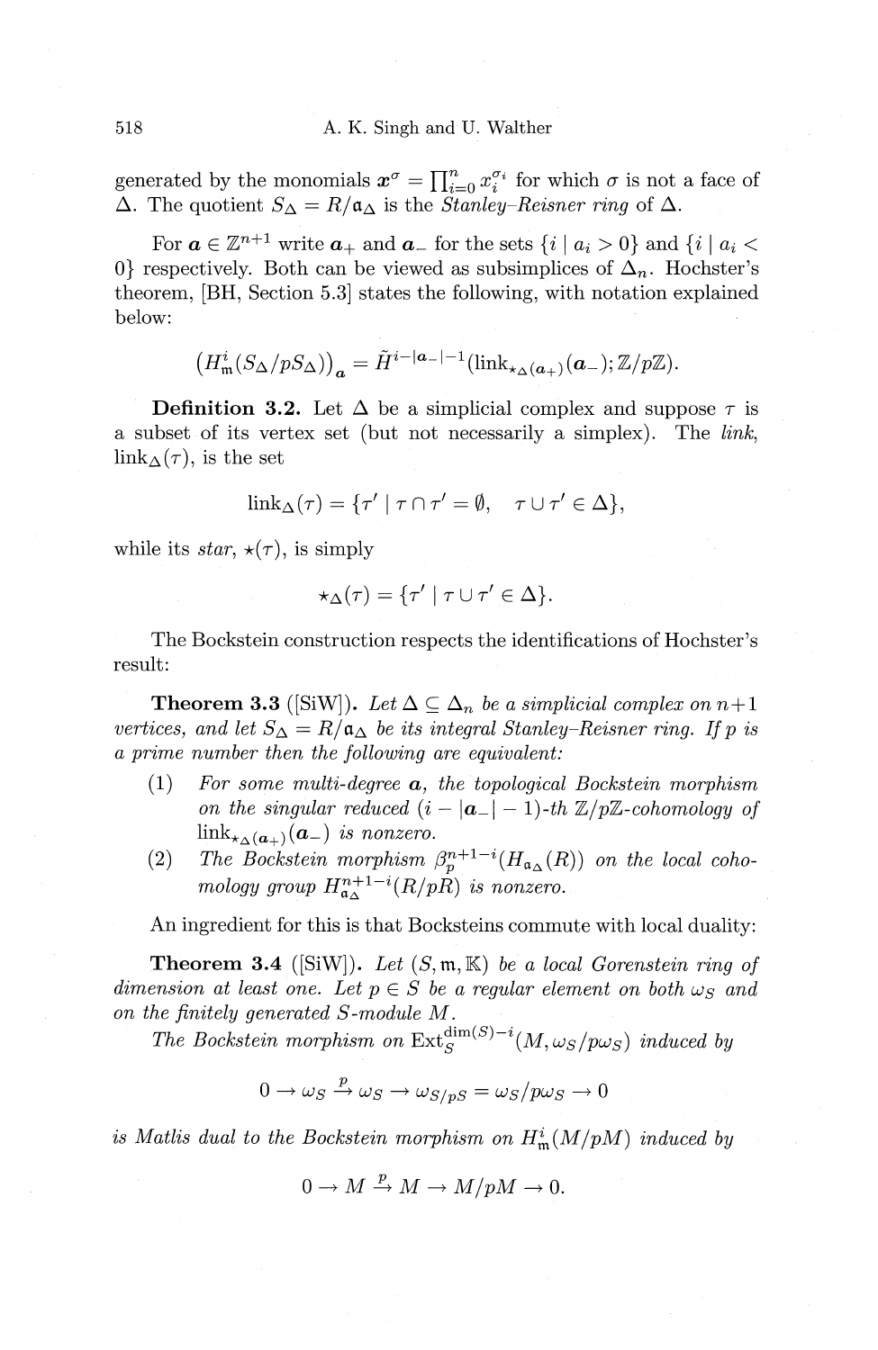generated by the monomials $\boldsymbol{x}^\sigma = \prod_{i=0}^n x_i^{\sigma_i}$ for which $\sigma$ is not a face of $\Delta$. The quotient $S_\Delta = R/\mathfrak{a}_\Delta$ is the *Stanley–Reisner ring* of $\Delta$.

For $\boldsymbol{a} \in \mathbb{Z}^{n+1}$ write $\boldsymbol{a}_+$ and $\boldsymbol{a}_-$ for the sets $\{i \mid a_i > 0\}$ and $\{i \mid a_i < 0\}$ respectively. Both can be viewed as subsimplices of $\Delta_n$. Hochster's theorem, [BH, Section 5.3] states the following, with notation explained below:

$$\left(H^i_{\mathfrak{m}}(S_\Delta/pS_\Delta)\right)_{\boldsymbol{a}} = \tilde{H}^{i-|\boldsymbol{a}_-|-1}(\operatorname{link}_{\star_\Delta(\boldsymbol{a}_+)}(\boldsymbol{a}_-); \mathbb{Z}/p\mathbb{Z}).$$

**Definition 3.2.** Let $\Delta$ be a simplicial complex and suppose $\tau$ is a subset of its vertex set (but not necessarily a simplex). The *link*, $\operatorname{link}_\Delta(\tau)$, is the set

$$\operatorname{link}_\Delta(\tau) = \{\tau' \mid \tau \cap \tau' = \emptyset, \quad \tau \cup \tau' \in \Delta\},$$

while its *star*, $\star(\tau)$, is simply

$$\star_\Delta(\tau) = \{\tau' \mid \tau \cup \tau' \in \Delta\}.$$

The Bockstein construction respects the identifications of Hochster's result:

**Theorem 3.3** ([SiW]). *Let $\Delta \subseteq \Delta_n$ be a simplicial complex on $n+1$ vertices, and let $S_\Delta = R/\mathfrak{a}_\Delta$ be its integral Stanley–Reisner ring. If $p$ is a prime number then the following are equivalent:*

1. *For some multi-degree $\boldsymbol{a}$, the topological Bockstein morphism on the singular reduced $(i - |\boldsymbol{a}_-| - 1)$-th $\mathbb{Z}/p\mathbb{Z}$-cohomology of $\operatorname{link}_{\star_\Delta(\boldsymbol{a}_+)}(\boldsymbol{a}_-)$ is nonzero.*
2. *The Bockstein morphism $\beta_p^{n+1-i}(H_{\mathfrak{a}_\Delta}(R))$ on the local cohomology group $H^{n+1-i}_{\mathfrak{a}_\Delta}(R/pR)$ is nonzero.*

An ingredient for this is that Bocksteins commute with local duality:

**Theorem 3.4** ([SiW]). *Let $(S, \mathfrak{m}, \mathbb{K})$ be a local Gorenstein ring of dimension at least one. Let $p \in S$ be a regular element on both $\omega_S$ and on the finitely generated $S$-module $M$.*

*The Bockstein morphism on $\operatorname{Ext}_S^{\dim(S)-i}(M, \omega_S/p\omega_S)$ induced by*

$$0 \to \omega_S \xrightarrow{p} \omega_S \to \omega_{S/pS} = \omega_S/p\omega_S \to 0$$

*is Matlis dual to the Bockstein morphism on $H^i_{\mathfrak{m}}(M/pM)$ induced by*

$$0 \to M \xrightarrow{p} M \to M/pM \to 0.$$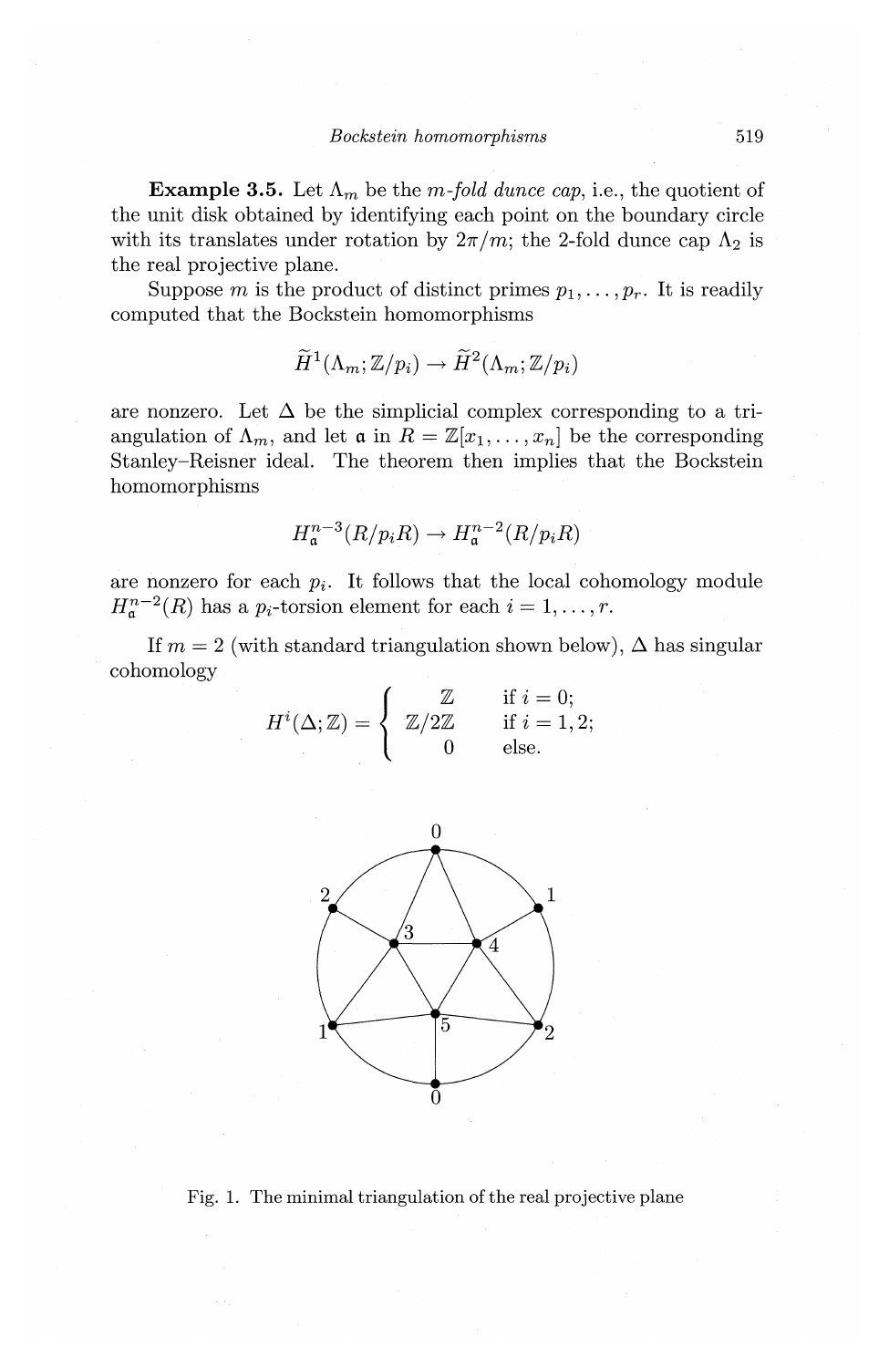**Example 3.5.** Let $\Lambda_m$ be the *m-fold dunce cap*, i.e., the quotient of the unit disk obtained by identifying each point on the boundary circle with its translates under rotation by $2\pi/m$; the 2-fold dunce cap $\Lambda_2$ is the real projective plane.

Suppose $m$ is the product of distinct primes $p_1, \ldots, p_r$. It is readily computed that the Bockstein homomorphisms

$$\widetilde{H}^1(\Lambda_m; \mathbb{Z}/p_i) \to \widetilde{H}^2(\Lambda_m; \mathbb{Z}/p_i)$$

are nonzero. Let $\Delta$ be the simplicial complex corresponding to a triangulation of $\Lambda_m$, and let $\mathfrak{a}$ in $R = \mathbb{Z}[x_1, \ldots, x_n]$ be the corresponding Stanley–Reisner ideal. The theorem then implies that the Bockstein homomorphisms

$$H^{n-3}_{\mathfrak{a}}(R/p_iR) \to H^{n-2}_{\mathfrak{a}}(R/p_iR)$$

are nonzero for each $p_i$. It follows that the local cohomology module $H^{n-2}_{\mathfrak{a}}(R)$ has a $p_i$-torsion element for each $i = 1, \ldots, r$.

If $m = 2$ (with standard triangulation shown below), $\Delta$ has singular cohomology

$$H^i(\Delta; \mathbb{Z}) = \begin{cases} \mathbb{Z} & \text{if } i = 0; \\ \mathbb{Z}/2\mathbb{Z} & \text{if } i = 1, 2; \\ 0 & \text{else.} \end{cases}$$

Fig. 1. The minimal triangulation of the real projective plane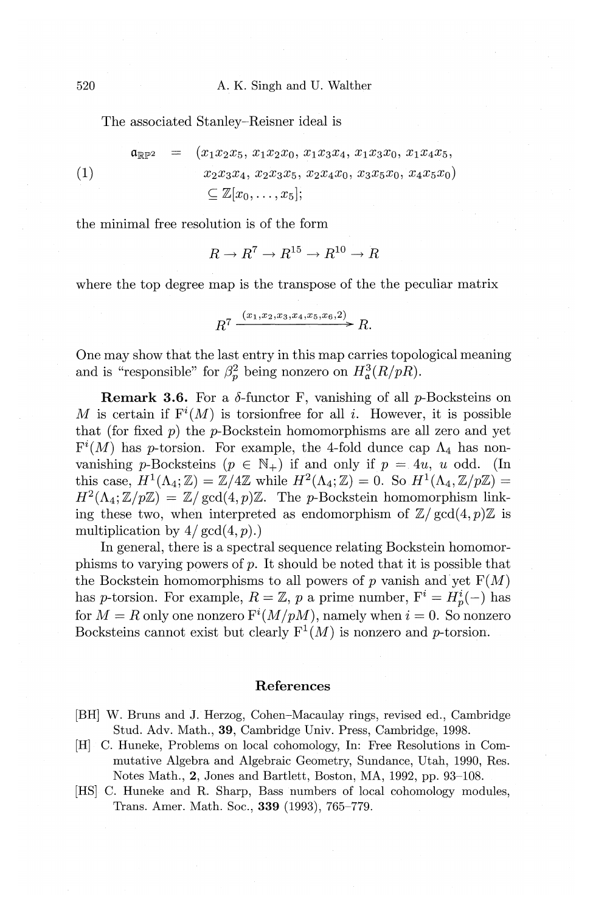The associated Stanley–Reisner ideal is

$$
\begin{aligned}
(1) \qquad \mathfrak{a}_{\mathbb{RP}^2} \;=\; & (x_1x_2x_5,\; x_1x_2x_0,\; x_1x_3x_4,\; x_1x_3x_0,\; x_1x_4x_5, \\
& x_2x_3x_4,\; x_2x_3x_5,\; x_2x_4x_0,\; x_3x_5x_0,\; x_4x_5x_0) \\
& \subseteq \mathbb{Z}[x_0, \ldots, x_5];
\end{aligned}
$$

the minimal free resolution is of the form

$$
R \to R^7 \to R^{15} \to R^{10} \to R
$$

where the top degree map is the transpose of the the peculiar matrix

$$
R^7 \xrightarrow{(x_1,x_2,x_3,x_4,x_5,x_6,2)} R.
$$

One may show that the last entry in this map carries topological meaning and is "responsible" for $\beta_p^2$ being nonzero on $H^3_{\mathfrak{a}}(R/pR)$.

**Remark 3.6.** For a $\delta$-functor F, vanishing of all $p$-Bocksteins on $M$ is certain if $\mathrm{F}^i(M)$ is torsionfree for all $i$. However, it is possible that (for fixed $p$) the $p$-Bockstein homomorphisms are all zero and yet $\mathrm{F}^i(M)$ has $p$-torsion. For example, the 4-fold dunce cap $\Lambda_4$ has non-vanishing $p$-Bocksteins ($p \in \mathbb{N}_+$) if and only if $p = 4u$, $u$ odd. (In this case, $H^1(\Lambda_4; \mathbb{Z}) = \mathbb{Z}/4\mathbb{Z}$ while $H^2(\Lambda_4; \mathbb{Z}) = 0$. So $H^1(\Lambda_4, \mathbb{Z}/p\mathbb{Z}) = H^2(\Lambda_4; \mathbb{Z}/p\mathbb{Z}) = \mathbb{Z}/\gcd(4,p)\mathbb{Z}$. The $p$-Bockstein homomorphism linking these two, when interpreted as endomorphism of $\mathbb{Z}/\gcd(4,p)\mathbb{Z}$ is multiplication by $4/\gcd(4,p)$.)

In general, there is a spectral sequence relating Bockstein homomorphisms to varying powers of $p$. It should be noted that it is possible that the Bockstein homomorphisms to all powers of $p$ vanish and yet $\mathrm{F}(M)$ has $p$-torsion. For example, $R = \mathbb{Z}$, $p$ a prime number, $\mathrm{F}^i = H^i_p(-)$ has for $M = R$ only one nonzero $\mathrm{F}^i(M/pM)$, namely when $i = 0$. So nonzero Bocksteins cannot exist but clearly $\mathrm{F}^1(M)$ is nonzero and $p$-torsion.

## References

[BH] W. Bruns and J. Herzog, Cohen–Macaulay rings, revised ed., Cambridge Stud. Adv. Math., **39**, Cambridge Univ. Press, Cambridge, 1998.

[H] C. Huneke, Problems on local cohomology, In: Free Resolutions in Commutative Algebra and Algebraic Geometry, Sundance, Utah, 1990, Res. Notes Math., **2**, Jones and Bartlett, Boston, MA, 1992, pp. 93–108.

[HS] C. Huneke and R. Sharp, Bass numbers of local cohomology modules, Trans. Amer. Math. Soc., **339** (1993), 765–779.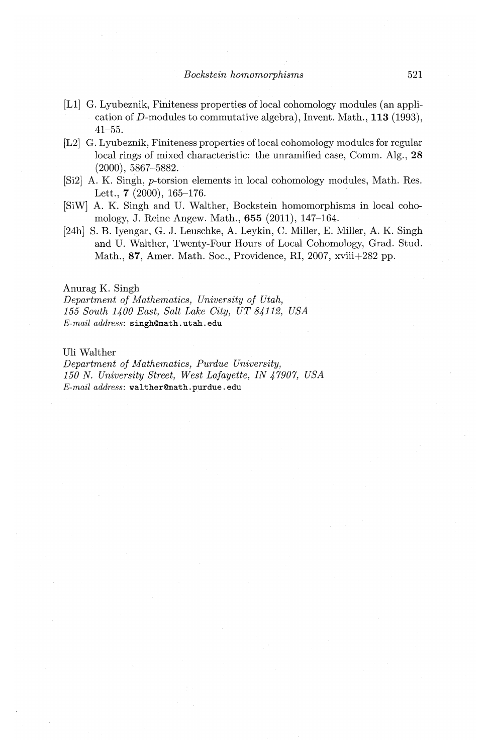[L1] G. Lyubeznik, Finiteness properties of local cohomology modules (an application of $D$-modules to commutative algebra), Invent. Math., **113** (1993), 41–55.

[L2] G. Lyubeznik, Finiteness properties of local cohomology modules for regular local rings of mixed characteristic: the unramified case, Comm. Alg., **28** (2000), 5867–5882.

[Si2] A. K. Singh, $p$-torsion elements in local cohomology modules, Math. Res. Lett., **7** (2000), 165–176.

[SiW] A. K. Singh and U. Walther, Bockstein homomorphisms in local cohomology, J. Reine Angew. Math., **655** (2011), 147–164.

[24h] S. B. Iyengar, G. J. Leuschke, A. Leykin, C. Miller, E. Miller, A. K. Singh and U. Walther, Twenty-Four Hours of Local Cohomology, Grad. Stud. Math., **87**, Amer. Math. Soc., Providence, RI, 2007, xviii+282 pp.

Anurag K. Singh
*Department of Mathematics, University of Utah,*
*155 South 1400 East, Salt Lake City, UT 84112, USA*
*E-mail address*: `singh@math.utah.edu`

Uli Walther
*Department of Mathematics, Purdue University,*
*150 N. University Street, West Lafayette, IN 47907, USA*
*E-mail address*: `walther@math.purdue.edu`